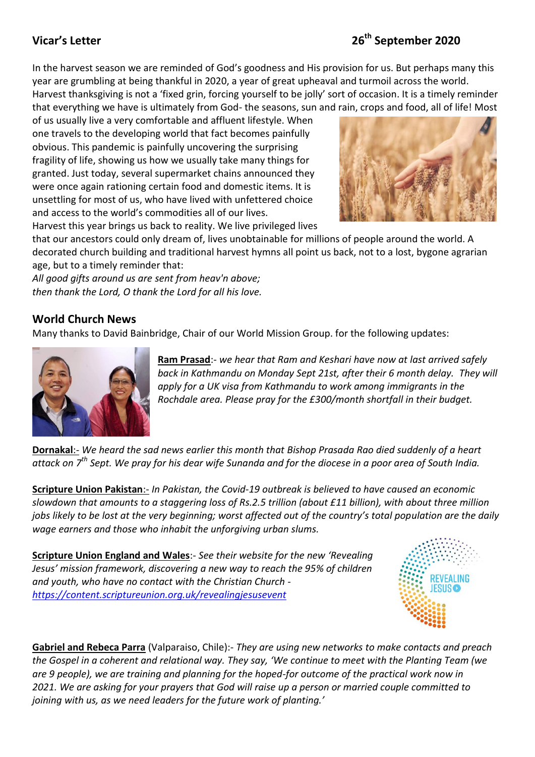## Vicar's Letter

**26th September 2020**

In the harvest season we are reminded of God's goodness and His provision for us. But perhaps many this year are grumbling at being thankful in 2020, a year of great upheaval and turmoil across the world. Harvest thanksgiving is not a 'fixed grin, forcing yourself to be jolly' sort of occasion. It is a timely reminder that everything we have is ultimately from God- the seasons, sun and rain, crops and food, all of life! Most of us usually live a very comfortable and affluent lifestyle. When one travels to the developing world that fact becomes painfully obvious. This pandemic is painfully uncovering the surprising fragility of life, showing us how we usually take many things for granted. Just today, several supermarket chains announced they were once again rationing certain food and domestic items. It is unsettling for most of us, who have lived with unfettered choice and access to the world's commodities all of our lives.

Harvest this year brings us back to reality. We live privileged lives that our ancestors could only dream of, lives unobtainable for millions of people around the world. A decorated church building and traditional harvest hymns all point us back, not to a lost, bygone agrarian age, but to a timely reminder that:

*All good gifts around us are sent from heav'n above;*
*then thank the Lord, O thank the Lord for all his love.*

## World Church News

Many thanks to David Bainbridge, Chair of our World Mission Group. for the following updates:

**Ram Prasad**:- *we hear that Ram and Keshari have now at last arrived safely back in Kathmandu on Monday Sept 21st, after their 6 month delay. They will apply for a UK visa from Kathmandu to work among immigrants in the Rochdale area. Please pray for the £300/month shortfall in their budget.*

**Dornakal**:- *We heard the sad news earlier this month that Bishop Prasada Rao died suddenly of a heart attack on 7th Sept. We pray for his dear wife Sunanda and for the diocese in a poor area of South India.*

**Scripture Union Pakistan**:- *In Pakistan, the Covid-19 outbreak is believed to have caused an economic slowdown that amounts to a staggering loss of Rs.2.5 trillion (about £11 billion), with about three million jobs likely to be lost at the very beginning; worst affected out of the country's total population are the daily wage earners and those who inhabit the unforgiving urban slums.*

**Scripture Union England and Wales**:- *See their website for the new 'Revealing Jesus' mission framework, discovering a new way to reach the 95% of children and youth, who have no contact with the Christian Church - https://content.scriptureunion.org.uk/revealingjesusevent*

**Gabriel and Rebeca Parra** (Valparaiso, Chile):- *They are using new networks to make contacts and preach the Gospel in a coherent and relational way. They say, 'We continue to meet with the Planting Team (we are 9 people), we are training and planning for the hoped-for outcome of the practical work now in 2021. We are asking for your prayers that God will raise up a person or married couple committed to joining with us, as we need leaders for the future work of planting.'*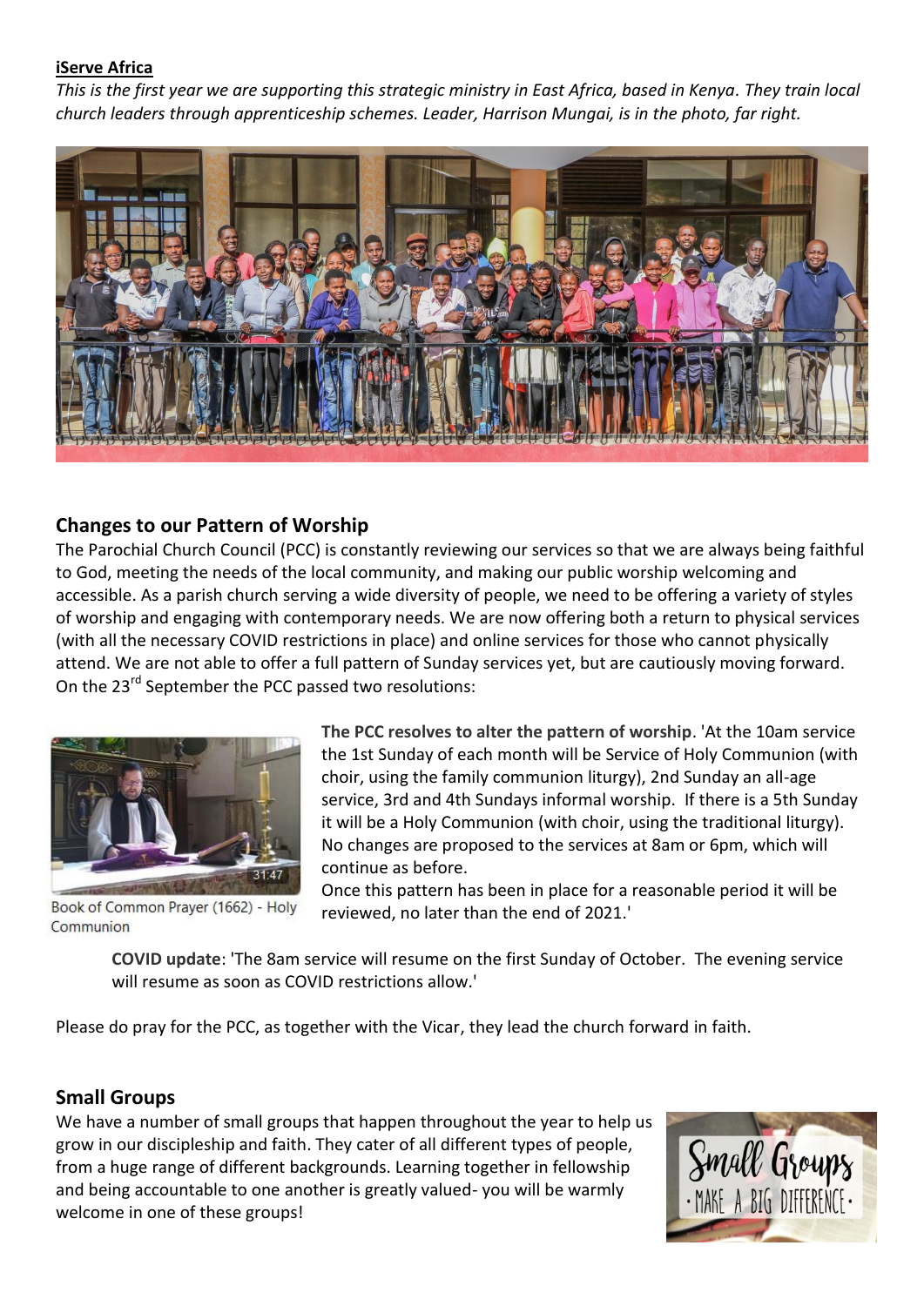**iServe Africa**

*This is the first year we are supporting this strategic ministry in East Africa, based in Kenya. They train local church leaders through apprenticeship schemes. Leader, Harrison Mungai, is in the photo, far right.*

## Changes to our Pattern of Worship

The Parochial Church Council (PCC) is constantly reviewing our services so that we are always being faithful to God, meeting the needs of the local community, and making our public worship welcoming and accessible. As a parish church serving a wide diversity of people, we need to be offering a variety of styles of worship and engaging with contemporary needs. We are now offering both a return to physical services (with all the necessary COVID restrictions in place) and online services for those who cannot physically attend. We are not able to offer a full pattern of Sunday services yet, but are cautiously moving forward. On the 23rd September the PCC passed two resolutions:

Book of Common Prayer (1662) - Holy Communion

**The PCC resolves to alter the pattern of worship**. 'At the 10am service the 1st Sunday of each month will be Service of Holy Communion (with choir, using the family communion liturgy), 2nd Sunday an all-age service, 3rd and 4th Sundays informal worship. If there is a 5th Sunday it will be a Holy Communion (with choir, using the traditional liturgy). No changes are proposed to the services at 8am or 6pm, which will continue as before.

Once this pattern has been in place for a reasonable period it will be reviewed, no later than the end of 2021.'

**COVID update**: 'The 8am service will resume on the first Sunday of October. The evening service will resume as soon as COVID restrictions allow.'

Please do pray for the PCC, as together with the Vicar, they lead the church forward in faith.

## Small Groups

We have a number of small groups that happen throughout the year to help us grow in our discipleship and faith. They cater of all different types of people, from a huge range of different backgrounds. Learning together in fellowship and being accountable to one another is greatly valued- you will be warmly welcome in one of these groups!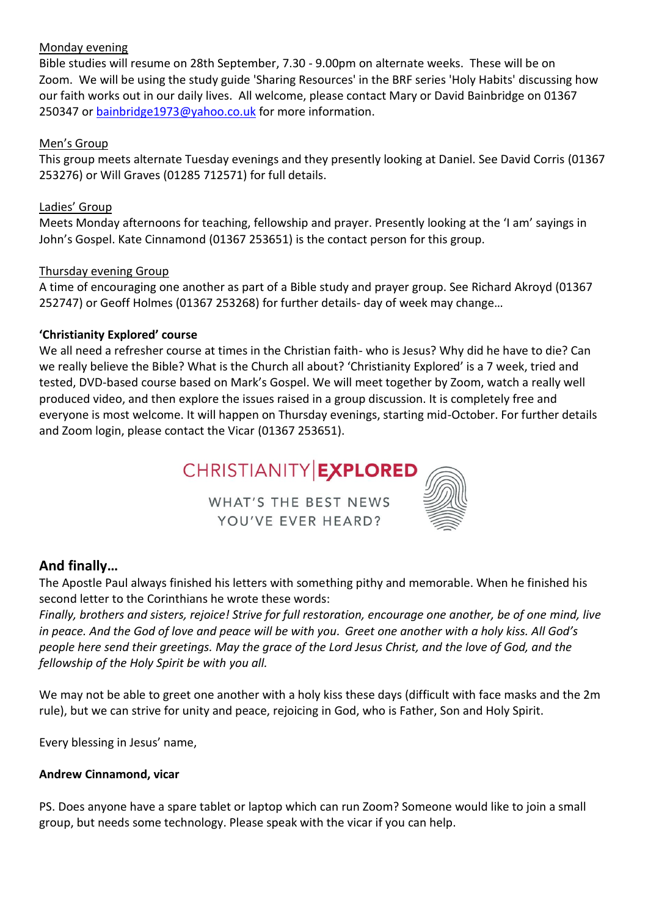Monday evening

Bible studies will resume on 28th September, 7.30 - 9.00pm on alternate weeks. These will be on Zoom. We will be using the study guide 'Sharing Resources' in the BRF series 'Holy Habits' discussing how our faith works out in our daily lives. All welcome, please contact Mary or David Bainbridge on 01367 250347 or bainbridge1973@yahoo.co.uk for more information.

Men's Group

This group meets alternate Tuesday evenings and they presently looking at Daniel. See David Corris (01367 253276) or Will Graves (01285 712571) for full details.

Ladies' Group

Meets Monday afternoons for teaching, fellowship and prayer. Presently looking at the 'I am' sayings in John's Gospel. Kate Cinnamond (01367 253651) is the contact person for this group.

Thursday evening Group

A time of encouraging one another as part of a Bible study and prayer group. See Richard Akroyd (01367 252747) or Geoff Holmes (01367 253268) for further details- day of week may change…

**'Christianity Explored' course**

We all need a refresher course at times in the Christian faith- who is Jesus? Why did he have to die? Can we really believe the Bible? What is the Church all about? 'Christianity Explored' is a 7 week, tried and tested, DVD-based course based on Mark's Gospel. We will meet together by Zoom, watch a really well produced video, and then explore the issues raised in a group discussion. It is completely free and everyone is most welcome. It will happen on Thursday evenings, starting mid-October. For further details and Zoom login, please contact the Vicar (01367 253651).

CHRISTIANITY | EXPLORED

WHAT'S THE BEST NEWS YOU'VE EVER HEARD?

## And finally…

The Apostle Paul always finished his letters with something pithy and memorable. When he finished his second letter to the Corinthians he wrote these words:

*Finally, brothers and sisters, rejoice! Strive for full restoration, encourage one another, be of one mind, live in peace. And the God of love and peace will be with you. Greet one another with a holy kiss. All God's people here send their greetings. May the grace of the Lord Jesus Christ, and the love of God, and the fellowship of the Holy Spirit be with you all.*

We may not be able to greet one another with a holy kiss these days (difficult with face masks and the 2m rule), but we can strive for unity and peace, rejoicing in God, who is Father, Son and Holy Spirit.

Every blessing in Jesus' name,

**Andrew Cinnamond, vicar**

PS. Does anyone have a spare tablet or laptop which can run Zoom? Someone would like to join a small group, but needs some technology. Please speak with the vicar if you can help.